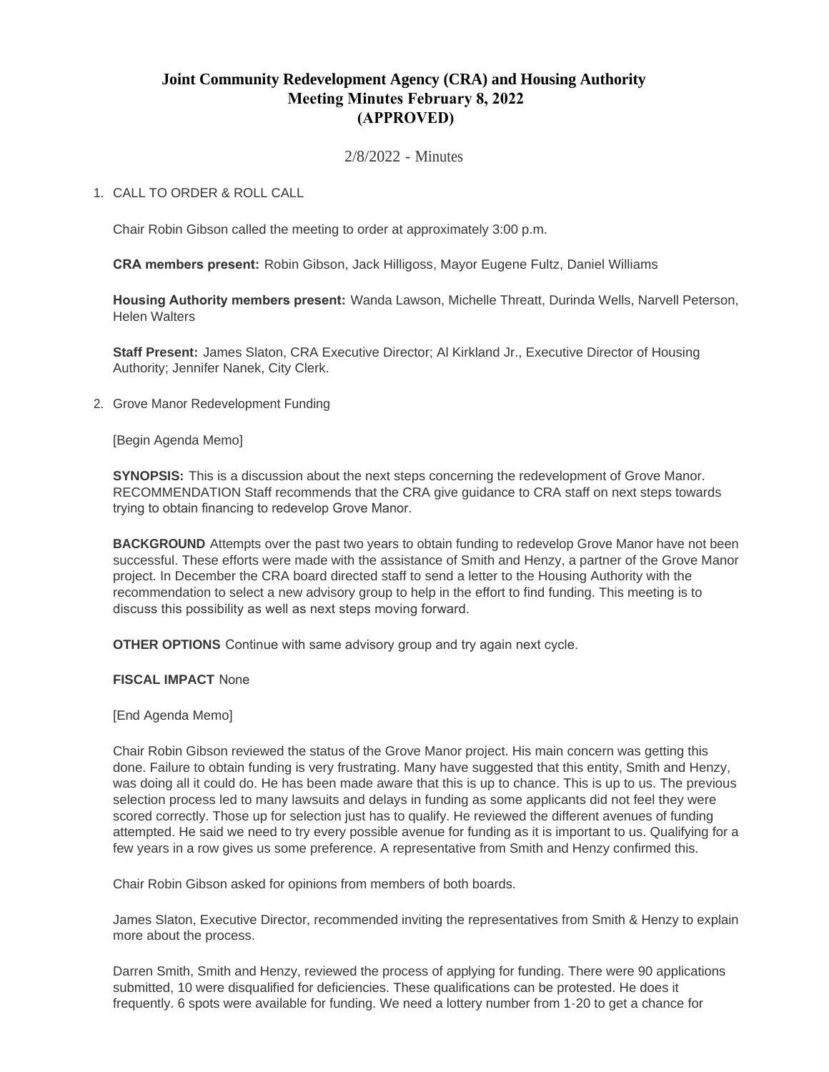# Joint Community Redevelopment Agency (CRA) and Housing Authority
## Meeting Minutes February 8, 2022
## (APPROVED)

2/8/2022 - Minutes

1. CALL TO ORDER & ROLL CALL

   Chair Robin Gibson called the meeting to order at approximately 3:00 p.m.

   **CRA members present:** Robin Gibson, Jack Hilligoss, Mayor Eugene Fultz, Daniel Williams

   **Housing Authority members present:** Wanda Lawson, Michelle Threatt, Durinda Wells, Narvell Peterson, Helen Walters

   **Staff Present:** James Slaton, CRA Executive Director; Al Kirkland Jr., Executive Director of Housing Authority; Jennifer Nanek, City Clerk.

2. Grove Manor Redevelopment Funding

   [Begin Agenda Memo]

   **SYNOPSIS:** This is a discussion about the next steps concerning the redevelopment of Grove Manor. RECOMMENDATION Staff recommends that the CRA give guidance to CRA staff on next steps towards trying to obtain financing to redevelop Grove Manor.

   **BACKGROUND** Attempts over the past two years to obtain funding to redevelop Grove Manor have not been successful. These efforts were made with the assistance of Smith and Henzy, a partner of the Grove Manor project. In December the CRA board directed staff to send a letter to the Housing Authority with the recommendation to select a new advisory group to help in the effort to find funding. This meeting is to discuss this possibility as well as next steps moving forward.

   **OTHER OPTIONS** Continue with same advisory group and try again next cycle.

   **FISCAL IMPACT** None

   [End Agenda Memo]

   Chair Robin Gibson reviewed the status of the Grove Manor project. His main concern was getting this done. Failure to obtain funding is very frustrating. Many have suggested that this entity, Smith and Henzy, was doing all it could do. He has been made aware that this is up to chance. This is up to us. The previous selection process led to many lawsuits and delays in funding as some applicants did not feel they were scored correctly. Those up for selection just has to qualify. He reviewed the different avenues of funding attempted. He said we need to try every possible avenue for funding as it is important to us. Qualifying for a few years in a row gives us some preference. A representative from Smith and Henzy confirmed this.

   Chair Robin Gibson asked for opinions from members of both boards.

   James Slaton, Executive Director, recommended inviting the representatives from Smith & Henzy to explain more about the process.

   Darren Smith, Smith and Henzy, reviewed the process of applying for funding. There were 90 applications submitted, 10 were disqualified for deficiencies. These qualifications can be protested. He does it frequently. 6 spots were available for funding. We need a lottery number from 1-20 to get a chance for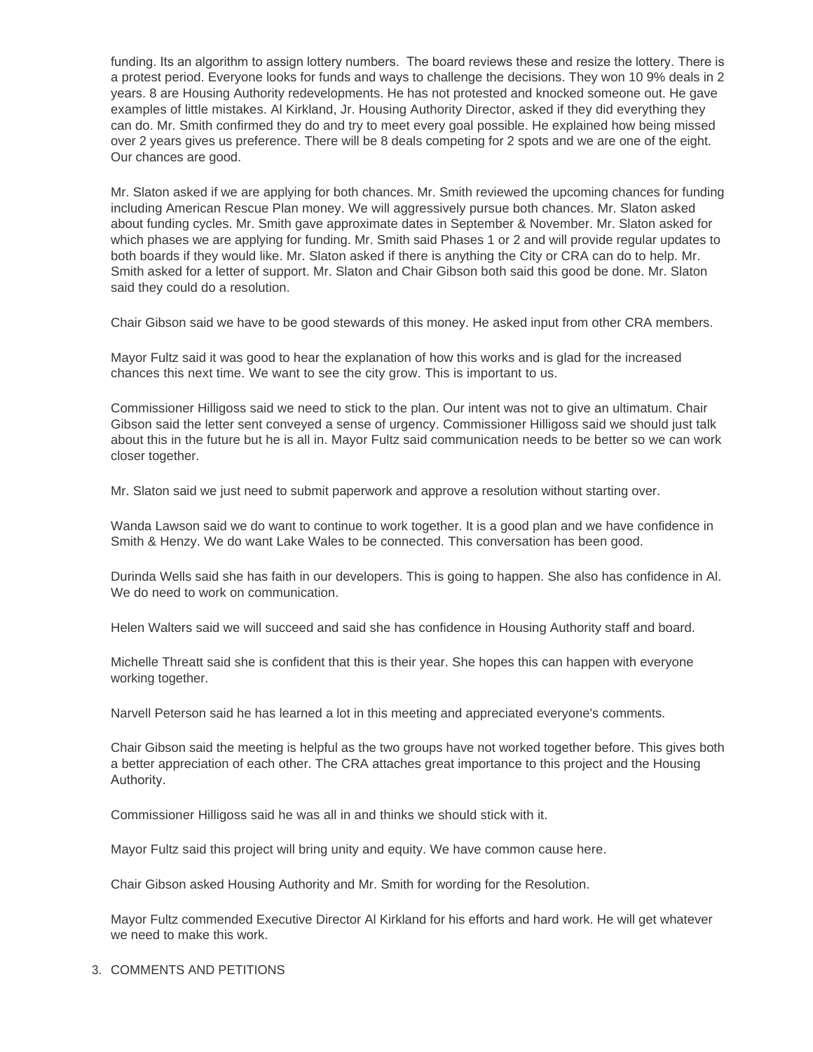funding. Its an algorithm to assign lottery numbers. The board reviews these and resize the lottery. There is a protest period. Everyone looks for funds and ways to challenge the decisions. They won 10 9% deals in 2 years. 8 are Housing Authority redevelopments. He has not protested and knocked someone out. He gave examples of little mistakes. Al Kirkland, Jr. Housing Authority Director, asked if they did everything they can do. Mr. Smith confirmed they do and try to meet every goal possible. He explained how being missed over 2 years gives us preference. There will be 8 deals competing for 2 spots and we are one of the eight. Our chances are good.

Mr. Slaton asked if we are applying for both chances. Mr. Smith reviewed the upcoming chances for funding including American Rescue Plan money. We will aggressively pursue both chances. Mr. Slaton asked about funding cycles. Mr. Smith gave approximate dates in September & November. Mr. Slaton asked for which phases we are applying for funding. Mr. Smith said Phases 1 or 2 and will provide regular updates to both boards if they would like. Mr. Slaton asked if there is anything the City or CRA can do to help. Mr. Smith asked for a letter of support. Mr. Slaton and Chair Gibson both said this good be done. Mr. Slaton said they could do a resolution.

Chair Gibson said we have to be good stewards of this money. He asked input from other CRA members.

Mayor Fultz said it was good to hear the explanation of how this works and is glad for the increased chances this next time. We want to see the city grow. This is important to us.

Commissioner Hilligoss said we need to stick to the plan. Our intent was not to give an ultimatum. Chair Gibson said the letter sent conveyed a sense of urgency. Commissioner Hilligoss said we should just talk about this in the future but he is all in. Mayor Fultz said communication needs to be better so we can work closer together.

Mr. Slaton said we just need to submit paperwork and approve a resolution without starting over.

Wanda Lawson said we do want to continue to work together. It is a good plan and we have confidence in Smith & Henzy. We do want Lake Wales to be connected. This conversation has been good.

Durinda Wells said she has faith in our developers. This is going to happen. She also has confidence in Al. We do need to work on communication.

Helen Walters said we will succeed and said she has confidence in Housing Authority staff and board.

Michelle Threatt said she is confident that this is their year. She hopes this can happen with everyone working together.

Narvell Peterson said he has learned a lot in this meeting and appreciated everyone's comments.

Chair Gibson said the meeting is helpful as the two groups have not worked together before. This gives both a better appreciation of each other. The CRA attaches great importance to this project and the Housing Authority.

Commissioner Hilligoss said he was all in and thinks we should stick with it.

Mayor Fultz said this project will bring unity and equity. We have common cause here.

Chair Gibson asked Housing Authority and Mr. Smith for wording for the Resolution.

Mayor Fultz commended Executive Director Al Kirkland for his efforts and hard work. He will get whatever we need to make this work.

3. COMMENTS AND PETITIONS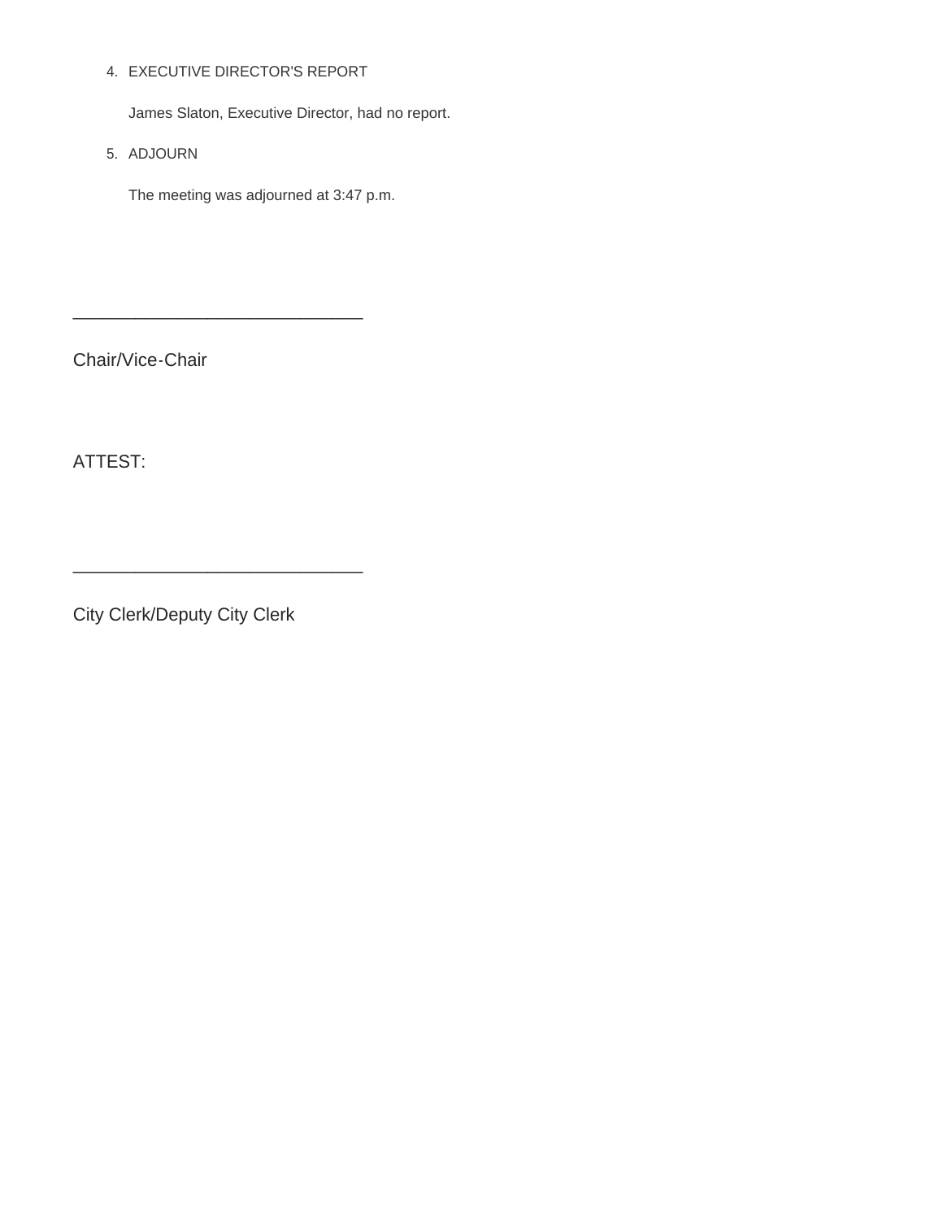4. EXECUTIVE DIRECTOR'S REPORT

   James Slaton, Executive Director, had no report.

5. ADJOURN

   The meeting was adjourned at 3:47 p.m.

______________________________

Chair/Vice-Chair

ATTEST:

______________________________

City Clerk/Deputy City Clerk